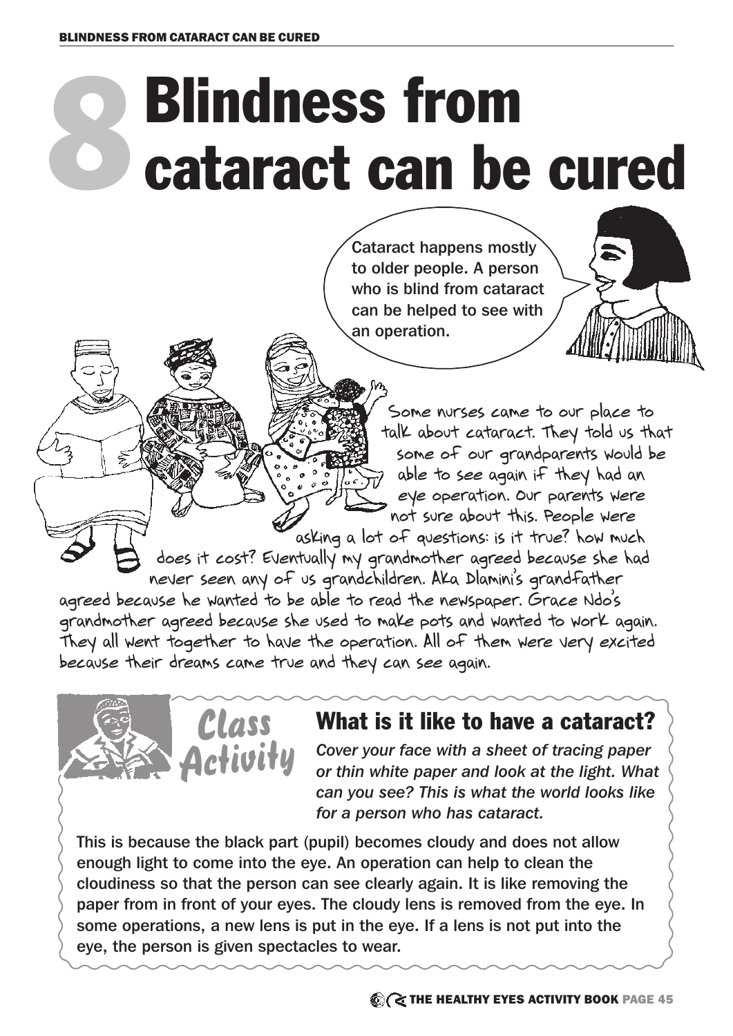# 8 Blindness from cataract can be cured

Cataract happens mostly to older people. A person who is blind from cataract can be helped to see with an operation.

Some nurses came to our place to talk about cataract. They told us that some of our grandparents would be able to see again if they had an eye operation. Our parents were not sure about this. People were asking a lot of questions: is it true? how much does it cost? Eventually my grandmother agreed because she had never seen any of us grandchildren. Aka Dlamini's grandfather agreed because he wanted to be able to read the newspaper. Grace Ndo's grandmother agreed because she used to make pots and wanted to work again. They all went together to have the operation. All of them were very excited because their dreams came true and they can see again.

## Class Activity

### What is it like to have a cataract?

*Cover your face with a sheet of tracing paper or thin white paper and look at the light. What can you see? This is what the world looks like for a person who has cataract.*

This is because the black part (pupil) becomes cloudy and does not allow enough light to come into the eye. An operation can help to clean the cloudiness so that the person can see clearly again. It is like removing the paper from in front of your eyes. The cloudy lens is removed from the eye. In some operations, a new lens is put in the eye. If a lens is not put into the eye, the person is given spectacles to wear.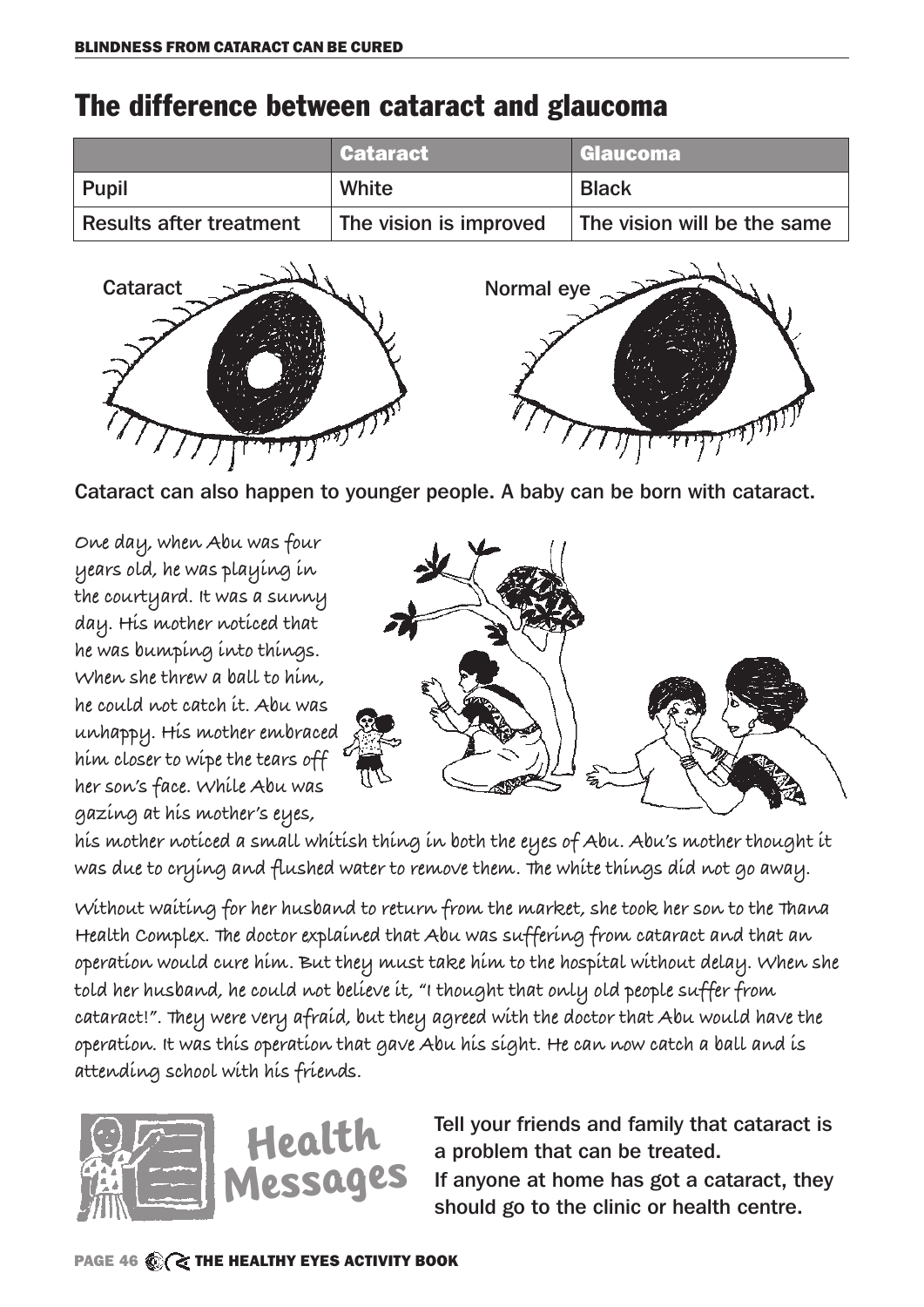## The difference between cataract and glaucoma

| | Cataract | Glaucoma |
|---|---|---|
| Pupil | White | Black |
| Results after treatment | The vision is improved | The vision will be the same |

Cataract

Normal eye

Cataract can also happen to younger people. A baby can be born with cataract.

One day, when Abu was four years old, he was playing in the courtyard. It was a sunny day. His mother noticed that he was bumping into things. When she threw a ball to him, he could not catch it. Abu was unhappy. His mother embraced him closer to wipe the tears off her son's face. While Abu was gazing at his mother's eyes, his mother noticed a small whitish thing in both the eyes of Abu. Abu's mother thought it was due to crying and flushed water to remove them. The white things did not go away.

Without waiting for her husband to return from the market, she took her son to the Thana Health Complex. The doctor explained that Abu was suffering from cataract and that an operation would cure him. But they must take him to the hospital without delay. When she told her husband, he could not believe it, "I thought that only old people suffer from cataract!". They were very afraid, but they agreed with the doctor that Abu would have the operation. It was this operation that gave Abu his sight. He can now catch a ball and is attending school with his friends.

### Health Messages

Tell your friends and family that cataract is a problem that can be treated.

If anyone at home has got a cataract, they should go to the clinic or health centre.